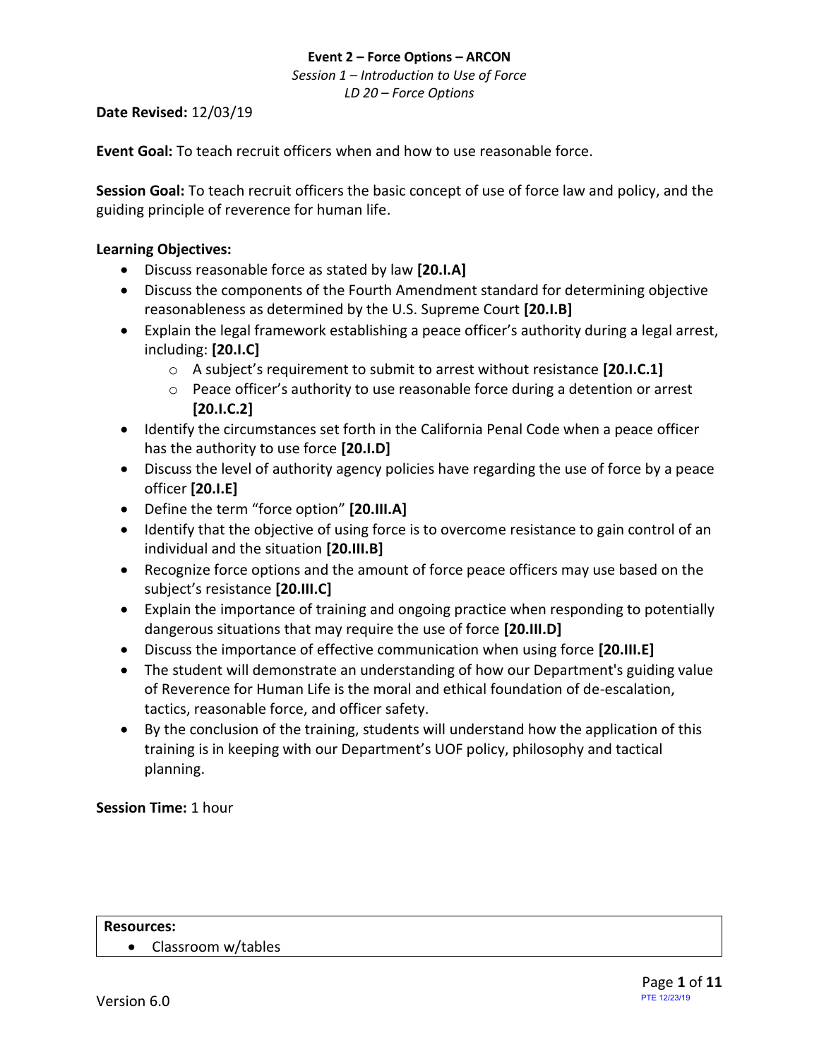**Event 2 – Force Options – ARCON**

*Session 1 – Introduction to Use of Force*

*LD 20 – Force Options*

**Date Revised:** 12/03/19

**Event Goal:** To teach recruit officers when and how to use reasonable force.

**Session Goal:** To teach recruit officers the basic concept of use of force law and policy, and the guiding principle of reverence for human life.

**Learning Objectives:**

- Discuss reasonable force as stated by law **[20.I.A]**
- Discuss the components of the Fourth Amendment standard for determining objective reasonableness as determined by the U.S. Supreme Court **[20.I.B]**
- Explain the legal framework establishing a peace officer's authority during a legal arrest, including: **[20.I.C]**
    - A subject's requirement to submit to arrest without resistance **[20.I.C.1]**
    - Peace officer's authority to use reasonable force during a detention or arrest **[20.I.C.2]**
- Identify the circumstances set forth in the California Penal Code when a peace officer has the authority to use force **[20.I.D]**
- Discuss the level of authority agency policies have regarding the use of force by a peace officer **[20.I.E]**
- Define the term "force option" **[20.III.A]**
- Identify that the objective of using force is to overcome resistance to gain control of an individual and the situation **[20.III.B]**
- Recognize force options and the amount of force peace officers may use based on the subject's resistance **[20.III.C]**
- Explain the importance of training and ongoing practice when responding to potentially dangerous situations that may require the use of force **[20.III.D]**
- Discuss the importance of effective communication when using force **[20.III.E]**
- The student will demonstrate an understanding of how our Department's guiding value of Reverence for Human Life is the moral and ethical foundation of de-escalation, tactics, reasonable force, and officer safety.
- By the conclusion of the training, students will understand how the application of this training is in keeping with our Department's UOF policy, philosophy and tactical planning.

**Session Time:** 1 hour

| **Resources:** |
| --- |
| • Classroom w/tables |

Version 6.0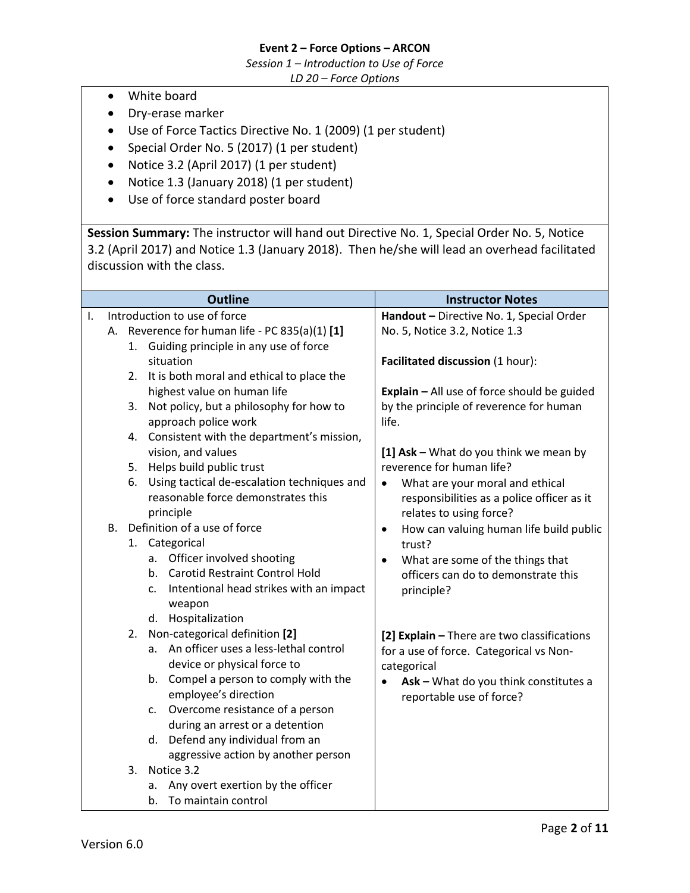- White board
- Dry-erase marker
- Use of Force Tactics Directive No. 1 (2009) (1 per student)
- Special Order No. 5 (2017) (1 per student)
- Notice 3.2 (April 2017) (1 per student)
- Notice 1.3 (January 2018) (1 per student)
- Use of force standard poster board

**Session Summary:** The instructor will hand out Directive No. 1, Special Order No. 5, Notice 3.2 (April 2017) and Notice 1.3 (January 2018). Then he/she will lead an overhead facilitated discussion with the class.

| Outline | Instructor Notes |
|---|---|
| I. Introduction to use of force<br>A. Reverence for human life - PC 835(a)(1) **[1]**<br>1. Guiding principle in any use of force situation<br>2. It is both moral and ethical to place the highest value on human life<br>3. Not policy, but a philosophy for how to approach police work<br>4. Consistent with the department's mission, vision, and values<br>5. Helps build public trust<br>6. Using tactical de-escalation techniques and reasonable force demonstrates this principle | **Handout –** Directive No. 1, Special Order No. 5, Notice 3.2, Notice 1.3<br><br>**Facilitated discussion** (1 hour):<br><br>**Explain –** All use of force should be guided by the principle of reverence for human life.<br><br>**[1] Ask –** What do you think we mean by reverence for human life?<br>• What are your moral and ethical responsibilities as a police officer as it relates to using force?<br>• How can valuing human life build public trust?<br>• What are some of the things that officers can do to demonstrate this principle? |
| B. Definition of a use of force<br>1. Categorical<br>a. Officer involved shooting<br>b. Carotid Restraint Control Hold<br>c. Intentional head strikes with an impact weapon<br>d. Hospitalization<br>2. Non-categorical definition **[2]**<br>a. An officer uses a less-lethal control device or physical force to<br>b. Compel a person to comply with the employee's direction<br>c. Overcome resistance of a person during an arrest or a detention<br>d. Defend any individual from an aggressive action by another person<br>3. Notice 3.2<br>a. Any overt exertion by the officer<br>b. To maintain control | **[2] Explain –** There are two classifications for a use of force. Categorical vs Non-categorical<br>• **Ask –** What do you think constitutes a reportable use of force? |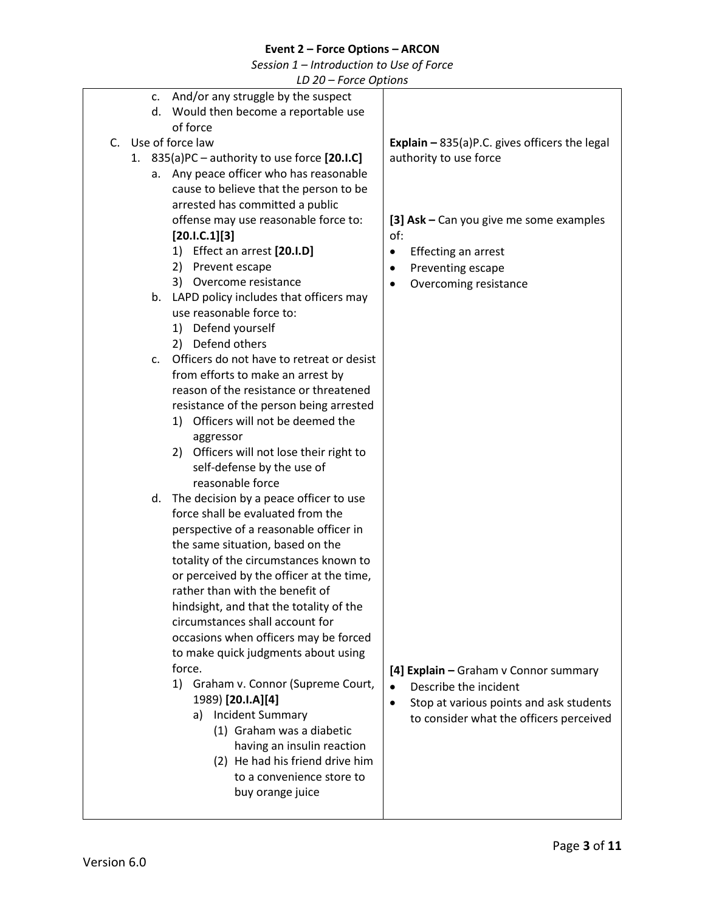| | |
|---|---|
| c. And/or any struggle by the suspect<br>d. Would then become a reportable use of force | |
| C. Use of force law<br>1. 835(a)PC – authority to use force **[20.I.C]** | **Explain –** 835(a)P.C. gives officers the legal authority to use force |
| a. Any peace officer who has reasonable cause to believe that the person to be arrested has committed a public offense may use reasonable force to: **[20.I.C.1][3]**<br>1) Effect an arrest **[20.I.D]**<br>2) Prevent escape<br>3) Overcome resistance<br>b. LAPD policy includes that officers may use reasonable force to:<br>1) Defend yourself<br>2) Defend others<br>c. Officers do not have to retreat or desist from efforts to make an arrest by reason of the resistance or threatened resistance of the person being arrested<br>1) Officers will not be deemed the aggressor<br>2) Officers will not lose their right to self-defense by the use of reasonable force | **[3] Ask –** Can you give me some examples of:<br>• Effecting an arrest<br>• Preventing escape<br>• Overcoming resistance |
| d. The decision by a peace officer to use force shall be evaluated from the perspective of a reasonable officer in the same situation, based on the totality of the circumstances known to or perceived by the officer at the time, rather than with the benefit of hindsight, and that the totality of the circumstances shall account for occasions when officers may be forced to make quick judgments about using force.<br>1) Graham v. Connor (Supreme Court, 1989) **[20.I.A][4]**<br>a) Incident Summary<br>(1) Graham was a diabetic having an insulin reaction<br>(2) He had his friend drive him to a convenience store to buy orange juice | **[4] Explain –** Graham v Connor summary<br>• Describe the incident<br>• Stop at various points and ask students to consider what the officers perceived |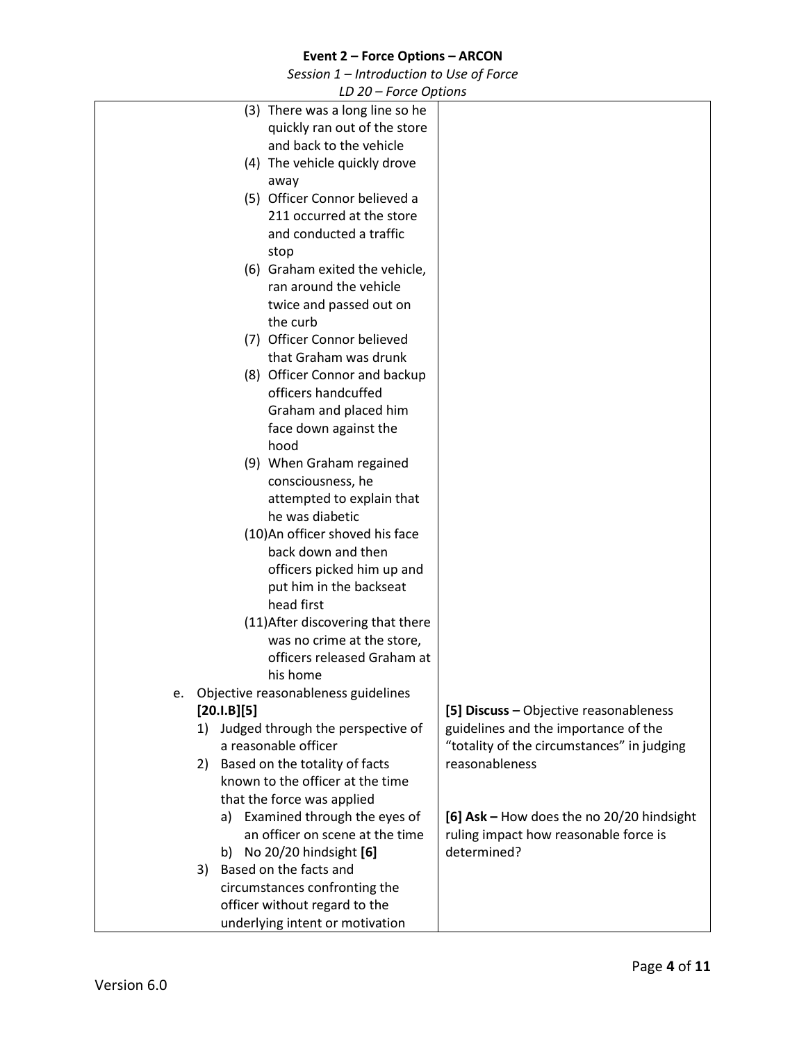| | |
|---|---|
| (3) There was a long line so he quickly ran out of the store and back to the vehicle<br>(4) The vehicle quickly drove away<br>(5) Officer Connor believed a 211 occurred at the store and conducted a traffic stop<br>(6) Graham exited the vehicle, ran around the vehicle twice and passed out on the curb<br>(7) Officer Connor believed that Graham was drunk<br>(8) Officer Connor and backup officers handcuffed Graham and placed him face down against the hood<br>(9) When Graham regained consciousness, he attempted to explain that he was diabetic<br>(10) An officer shoved his face back down and then officers picked him up and put him in the backseat head first<br>(11) After discovering that there was no crime at the store, officers released Graham at his home | |
| e. Objective reasonableness guidelines **[20.I.B][5]**<br>1) Judged through the perspective of a reasonable officer<br>2) Based on the totality of facts known to the officer at the time that the force was applied<br>a) Examined through the eyes of an officer on scene at the time<br>b) No 20/20 hindsight **[6]**<br>3) Based on the facts and circumstances confronting the officer without regard to the underlying intent or motivation | **[5] Discuss –** Objective reasonableness guidelines and the importance of the "totality of the circumstances" in judging reasonableness<br><br>**[6] Ask –** How does the no 20/20 hindsight ruling impact how reasonable force is determined? |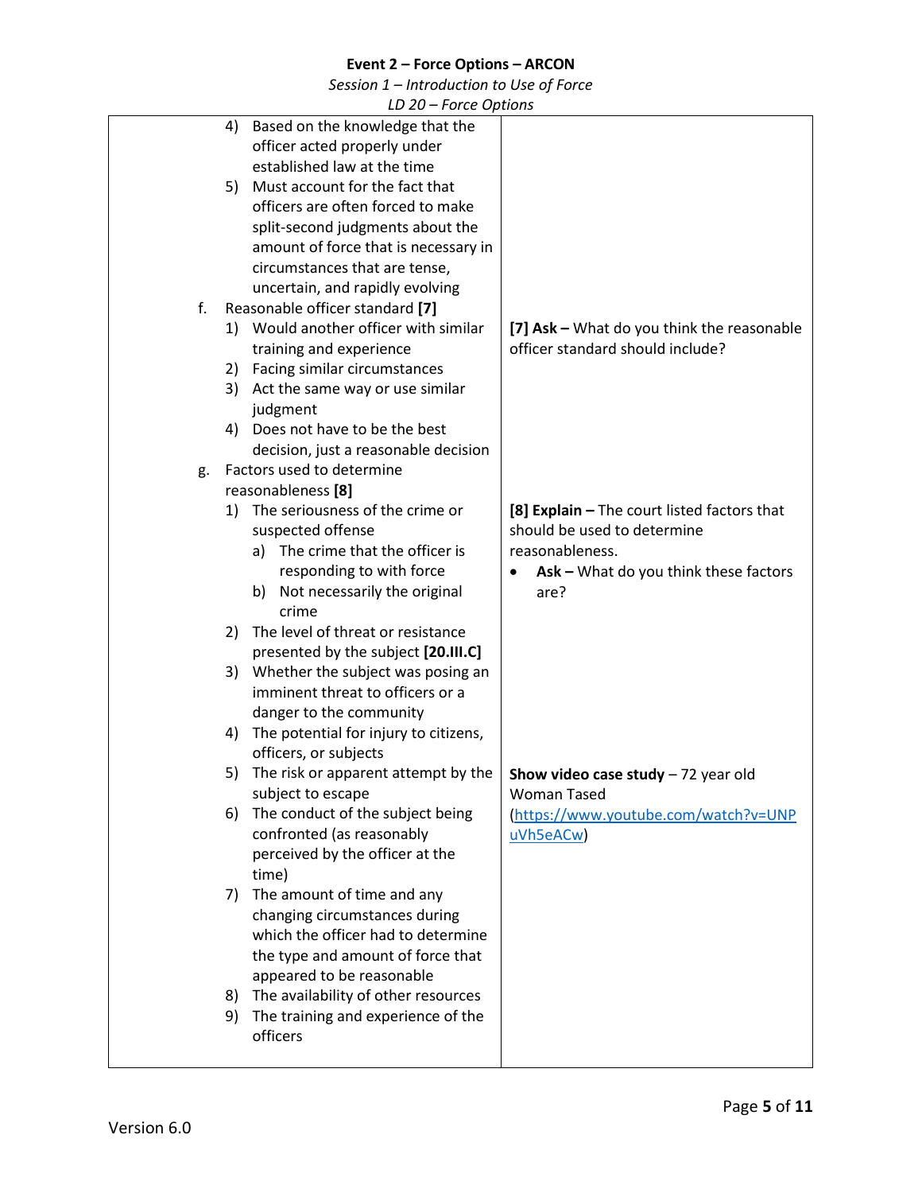| | |
|---|---|
| 4) Based on the knowledge that the officer acted properly under established law at the time<br>5) Must account for the fact that officers are often forced to make split-second judgments about the amount of force that is necessary in circumstances that are tense, uncertain, and rapidly evolving | |
| f. Reasonable officer standard **[7]**<br>1) Would another officer with similar training and experience<br>2) Facing similar circumstances<br>3) Act the same way or use similar judgment<br>4) Does not have to be the best decision, just a reasonable decision | **[7] Ask –** What do you think the reasonable officer standard should include? |
| g. Factors used to determine reasonableness **[8]**<br>1) The seriousness of the crime or suspected offense<br>a) The crime that the officer is responding to with force<br>b) Not necessarily the original crime<br>2) The level of threat or resistance presented by the subject **[20.III.C]**<br>3) Whether the subject was posing an imminent threat to officers or a danger to the community<br>4) The potential for injury to citizens, officers, or subjects | **[8] Explain –** The court listed factors that should be used to determine reasonableness.<br>• **Ask –** What do you think these factors are? |
| 5) The risk or apparent attempt by the subject to escape<br>6) The conduct of the subject being confronted (as reasonably perceived by the officer at the time)<br>7) The amount of time and any changing circumstances during which the officer had to determine the type and amount of force that appeared to be reasonable<br>8) The availability of other resources<br>9) The training and experience of the officers | **Show video case study** – 72 year old Woman Tased (https://www.youtube.com/watch?v=UNPuVh5eACw) |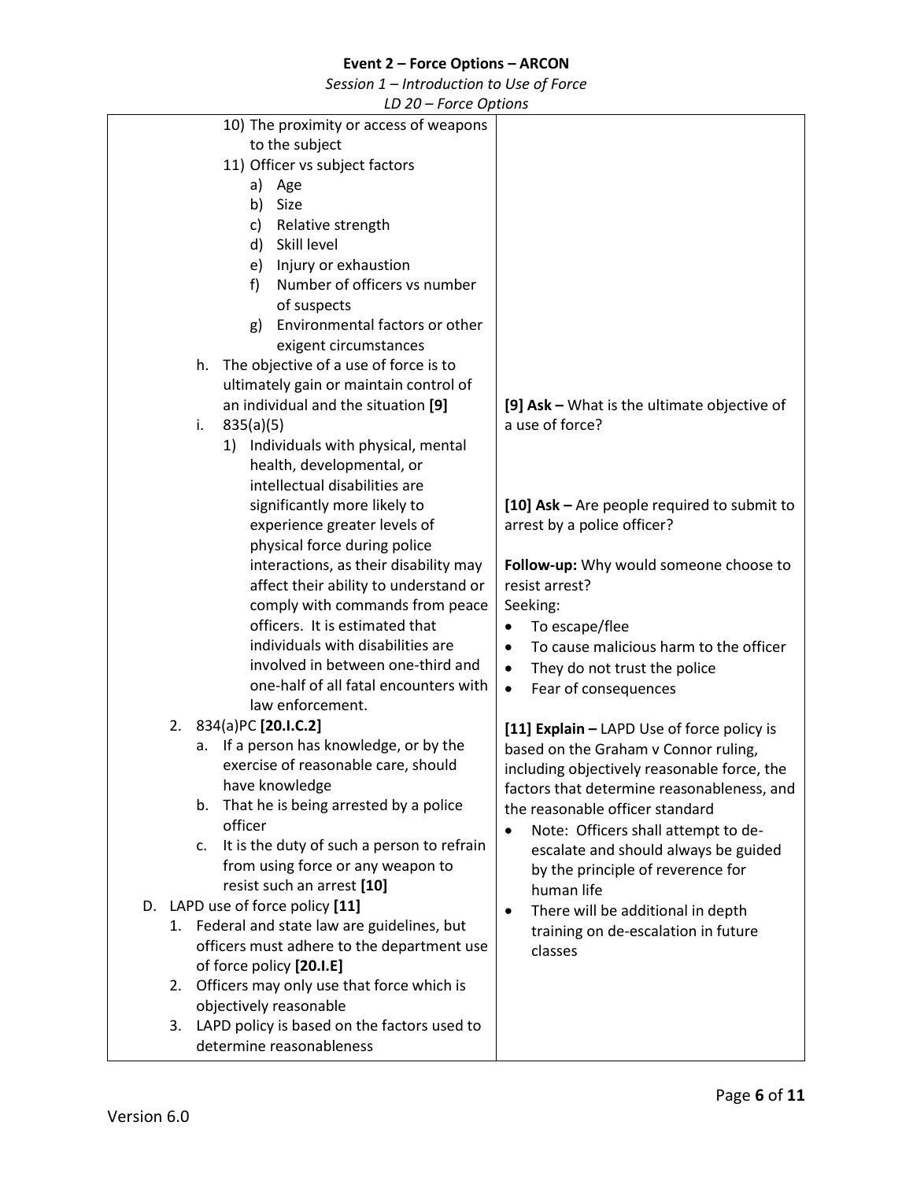**Event 2 – Force Options – ARCON**

*Session 1 – Introduction to Use of Force*

*LD 20 – Force Options*

| | |
|---|---|
| 10) The proximity or access of weapons to the subject<br>11) Officer vs subject factors<br>a) Age<br>b) Size<br>c) Relative strength<br>d) Skill level<br>e) Injury or exhaustion<br>f) Number of officers vs number of suspects<br>g) Environmental factors or other exigent circumstances<br>h. The objective of a use of force is to ultimately gain or maintain control of an individual and the situation **[9]**<br>i. 835(a)(5)<br>1) Individuals with physical, mental health, developmental, or intellectual disabilities are significantly more likely to experience greater levels of physical force during police interactions, as their disability may affect their ability to understand or comply with commands from peace officers. It is estimated that individuals with disabilities are involved in between one-third and one-half of all fatal encounters with law enforcement.<br>2. 834(a)PC **[20.I.C.2]**<br>a. If a person has knowledge, or by the exercise of reasonable care, should have knowledge<br>b. That he is being arrested by a police officer<br>c. It is the duty of such a person to refrain from using force or any weapon to resist such an arrest **[10]**<br>D. LAPD use of force policy **[11]**<br>1. Federal and state law are guidelines, but officers must adhere to the department use of force policy **[20.I.E]**<br>2. Officers may only use that force which is objectively reasonable<br>3. LAPD policy is based on the factors used to determine reasonableness | **[9] Ask –** What is the ultimate objective of a use of force?<br><br>**[10] Ask –** Are people required to submit to arrest by a police officer?<br><br>**Follow-up:** Why would someone choose to resist arrest?<br>Seeking:<br>• To escape/flee<br>• To cause malicious harm to the officer<br>• They do not trust the police<br>• Fear of consequences<br><br>**[11] Explain –** LAPD Use of force policy is based on the Graham v Connor ruling, including objectively reasonable force, the factors that determine reasonableness, and the reasonable officer standard<br>• Note: Officers shall attempt to de-escalate and should always be guided by the principle of reverence for human life<br>• There will be additional in depth training on de-escalation in future classes |

Version 6.0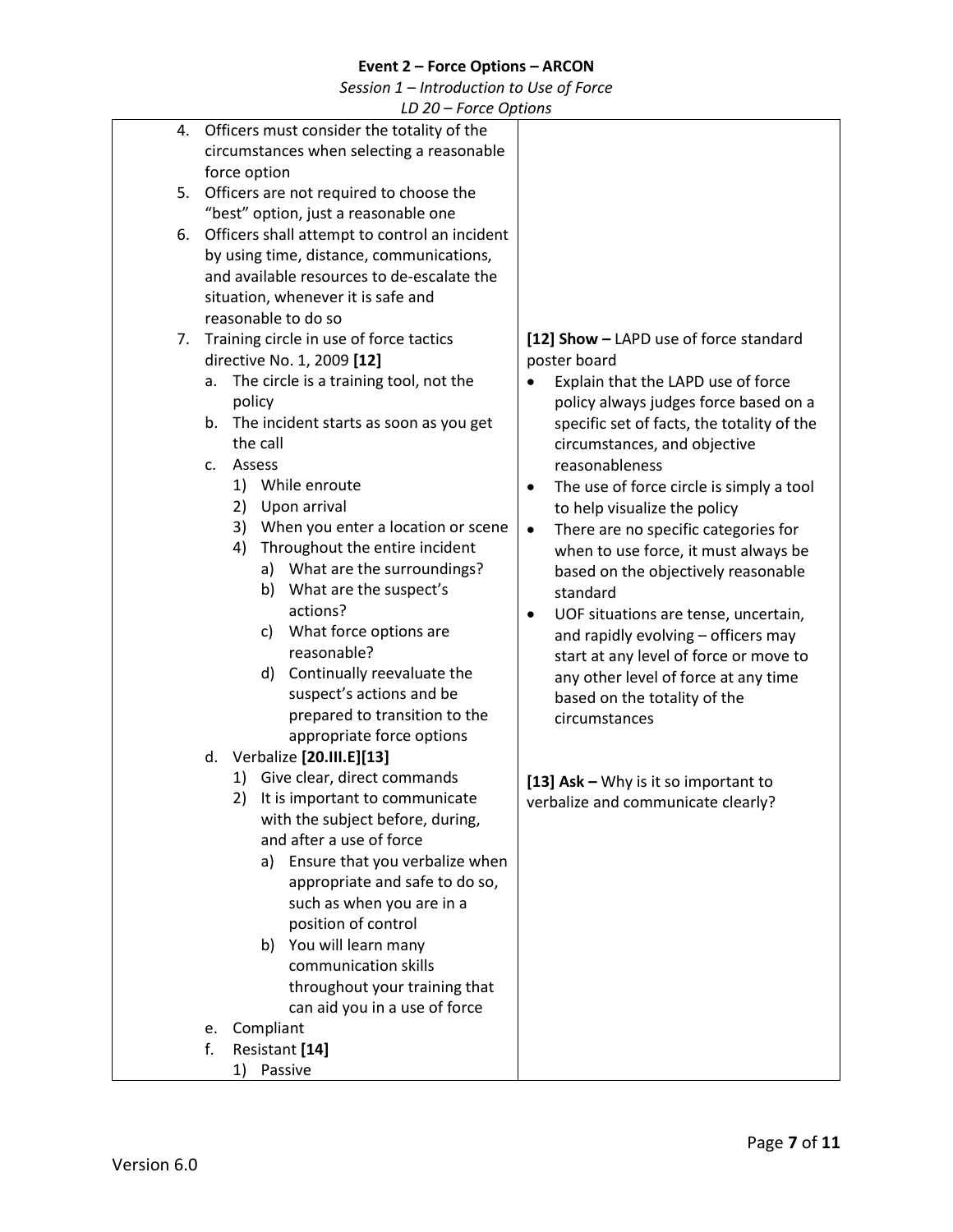| | |
|---|---|
| 4. Officers must consider the totality of the circumstances when selecting a reasonable force option<br>5. Officers are not required to choose the "best" option, just a reasonable one<br>6. Officers shall attempt to control an incident by using time, distance, communications, and available resources to de-escalate the situation, whenever it is safe and reasonable to do so<br>7. Training circle in use of force tactics directive No. 1, 2009 **[12]**<br>&nbsp;&nbsp;a. The circle is a training tool, not the policy<br>&nbsp;&nbsp;b. The incident starts as soon as you get the call<br>&nbsp;&nbsp;c. Assess<br>&nbsp;&nbsp;&nbsp;&nbsp;1) While enroute<br>&nbsp;&nbsp;&nbsp;&nbsp;2) Upon arrival<br>&nbsp;&nbsp;&nbsp;&nbsp;3) When you enter a location or scene<br>&nbsp;&nbsp;&nbsp;&nbsp;4) Throughout the entire incident<br>&nbsp;&nbsp;&nbsp;&nbsp;&nbsp;&nbsp;a) What are the surroundings?<br>&nbsp;&nbsp;&nbsp;&nbsp;&nbsp;&nbsp;b) What are the suspect's actions?<br>&nbsp;&nbsp;&nbsp;&nbsp;&nbsp;&nbsp;c) What force options are reasonable?<br>&nbsp;&nbsp;&nbsp;&nbsp;&nbsp;&nbsp;d) Continually reevaluate the suspect's actions and be prepared to transition to the appropriate force options<br>&nbsp;&nbsp;d. Verbalize **[20.III.E][13]**<br>&nbsp;&nbsp;&nbsp;&nbsp;1) Give clear, direct commands<br>&nbsp;&nbsp;&nbsp;&nbsp;2) It is important to communicate with the subject before, during, and after a use of force<br>&nbsp;&nbsp;&nbsp;&nbsp;&nbsp;&nbsp;a) Ensure that you verbalize when appropriate and safe to do so, such as when you are in a position of control<br>&nbsp;&nbsp;&nbsp;&nbsp;&nbsp;&nbsp;b) You will learn many communication skills throughout your training that can aid you in a use of force<br>&nbsp;&nbsp;e. Compliant<br>&nbsp;&nbsp;f. Resistant **[14]**<br>&nbsp;&nbsp;&nbsp;&nbsp;1) Passive | **[12] Show –** LAPD use of force standard poster board<br>• Explain that the LAPD use of force policy always judges force based on a specific set of facts, the totality of the circumstances, and objective reasonableness<br>• The use of force circle is simply a tool to help visualize the policy<br>• There are no specific categories for when to use force, it must always be based on the objectively reasonable standard<br>• UOF situations are tense, uncertain, and rapidly evolving – officers may start at any level of force or move to any other level of force at any time based on the totality of the circumstances<br><br>**[13] Ask –** Why is it so important to verbalize and communicate clearly? |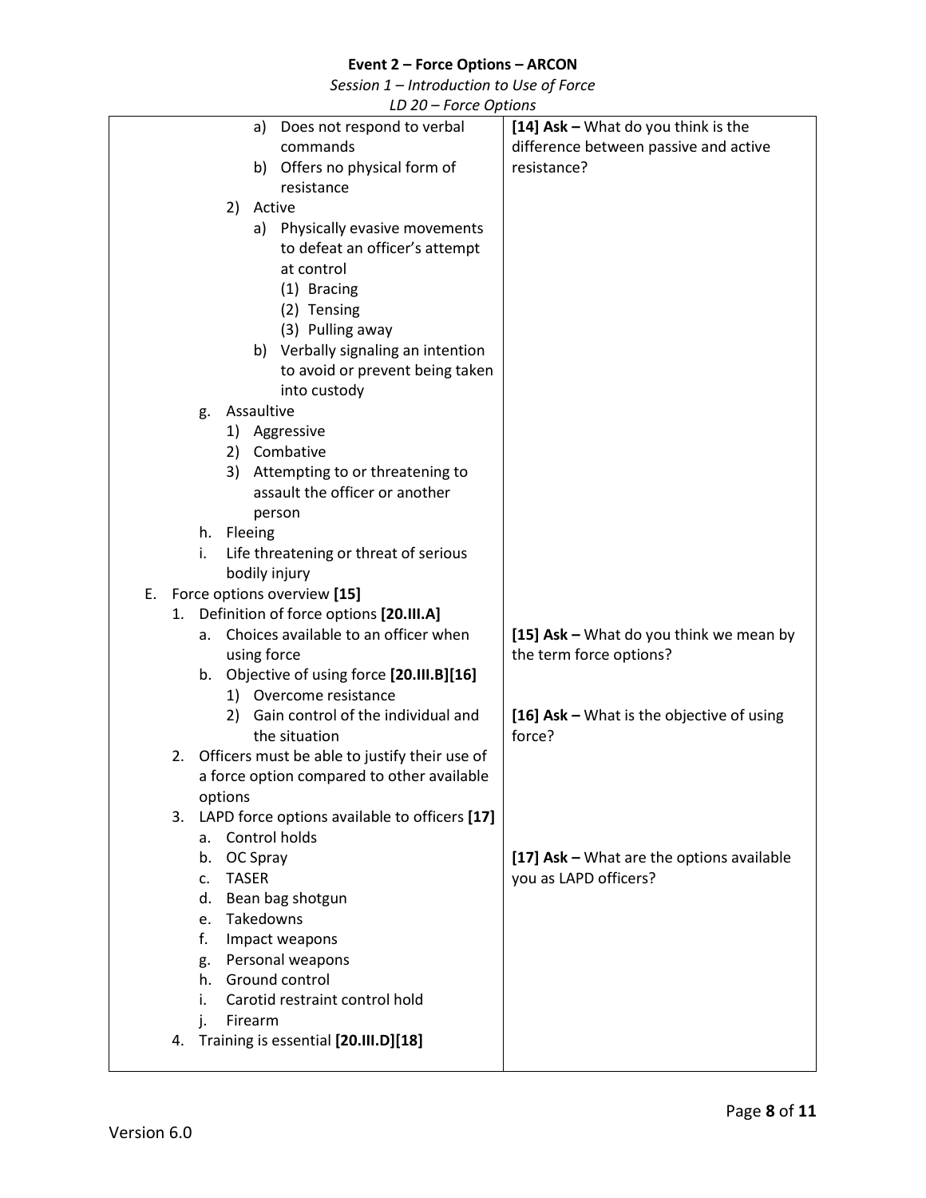**Event 2 – Force Options – ARCON**

*Session 1 – Introduction to Use of Force*

*LD 20 – Force Options*

| | |
|---|---|
| a) Does not respond to verbal commands<br>b) Offers no physical form of resistance<br>2) Active<br>a) Physically evasive movements to defeat an officer's attempt at control<br>(1) Bracing<br>(2) Tensing<br>(3) Pulling away<br>b) Verbally signaling an intention to avoid or prevent being taken into custody<br>g. Assaultive<br>1) Aggressive<br>2) Combative<br>3) Attempting to or threatening to assault the officer or another person<br>h. Fleeing<br>i. Life threatening or threat of serious bodily injury | **[14] Ask –** What do you think is the difference between passive and active resistance? |
| E. Force options overview **[15]**<br>1. Definition of force options **[20.III.A]**<br>a. Choices available to an officer when using force<br>b. Objective of using force **[20.III.B][16]**<br>1) Overcome resistance<br>2) Gain control of the individual and the situation<br>2. Officers must be able to justify their use of a force option compared to other available options | **[15] Ask –** What do you think we mean by the term force options?<br><br>**[16] Ask –** What is the objective of using force? |
| 3. LAPD force options available to officers **[17]**<br>a. Control holds<br>b. OC Spray<br>c. TASER<br>d. Bean bag shotgun<br>e. Takedowns<br>f. Impact weapons<br>g. Personal weapons<br>h. Ground control<br>i. Carotid restraint control hold<br>j. Firearm<br>4. Training is essential **[20.III.D][18]** | **[17] Ask –** What are the options available you as LAPD officers? |

Version 6.0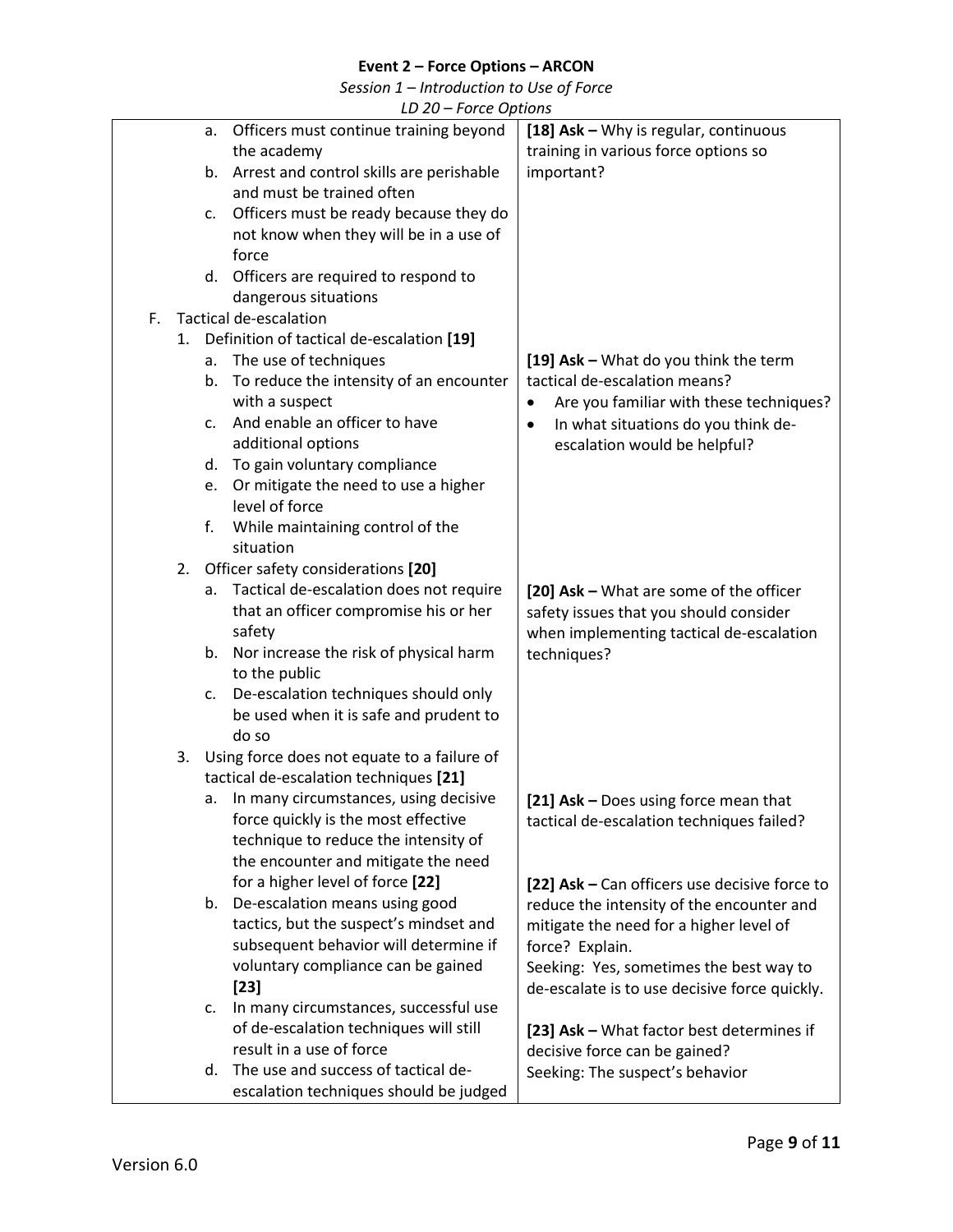**Event 2 – Force Options – ARCON**

*Session 1 – Introduction to Use of Force*

*LD 20 – Force Options*

| | |
|---|---|
| a. Officers must continue training beyond the academy<br>b. Arrest and control skills are perishable and must be trained often<br>c. Officers must be ready because they do not know when they will be in a use of force<br>d. Officers are required to respond to dangerous situations | **[18] Ask –** Why is regular, continuous training in various force options so important? |
| F. Tactical de-escalation<br>1. Definition of tactical de-escalation **[19]**<br>a. The use of techniques<br>b. To reduce the intensity of an encounter with a suspect<br>c. And enable an officer to have additional options<br>d. To gain voluntary compliance<br>e. Or mitigate the need to use a higher level of force<br>f. While maintaining control of the situation | **[19] Ask –** What do you think the term tactical de-escalation means?<br>• Are you familiar with these techniques?<br>• In what situations do you think de-escalation would be helpful? |
| 2. Officer safety considerations **[20]**<br>a. Tactical de-escalation does not require that an officer compromise his or her safety<br>b. Nor increase the risk of physical harm to the public<br>c. De-escalation techniques should only be used when it is safe and prudent to do so | **[20] Ask –** What are some of the officer safety issues that you should consider when implementing tactical de-escalation techniques? |
| 3. Using force does not equate to a failure of tactical de-escalation techniques **[21]**<br>a. In many circumstances, using decisive force quickly is the most effective technique to reduce the intensity of the encounter and mitigate the need for a higher level of force **[22]**<br>b. De-escalation means using good tactics, but the suspect's mindset and subsequent behavior will determine if voluntary compliance can be gained **[23]**<br>c. In many circumstances, successful use of de-escalation techniques will still result in a use of force<br>d. The use and success of tactical de-escalation techniques should be judged | **[21] Ask –** Does using force mean that tactical de-escalation techniques failed?<br><br>**[22] Ask –** Can officers use decisive force to reduce the intensity of the encounter and mitigate the need for a higher level of force? Explain.<br>Seeking: Yes, sometimes the best way to de-escalate is to use decisive force quickly.<br><br>**[23] Ask –** What factor best determines if decisive force can be gained?<br>Seeking: The suspect's behavior |

Version 6.0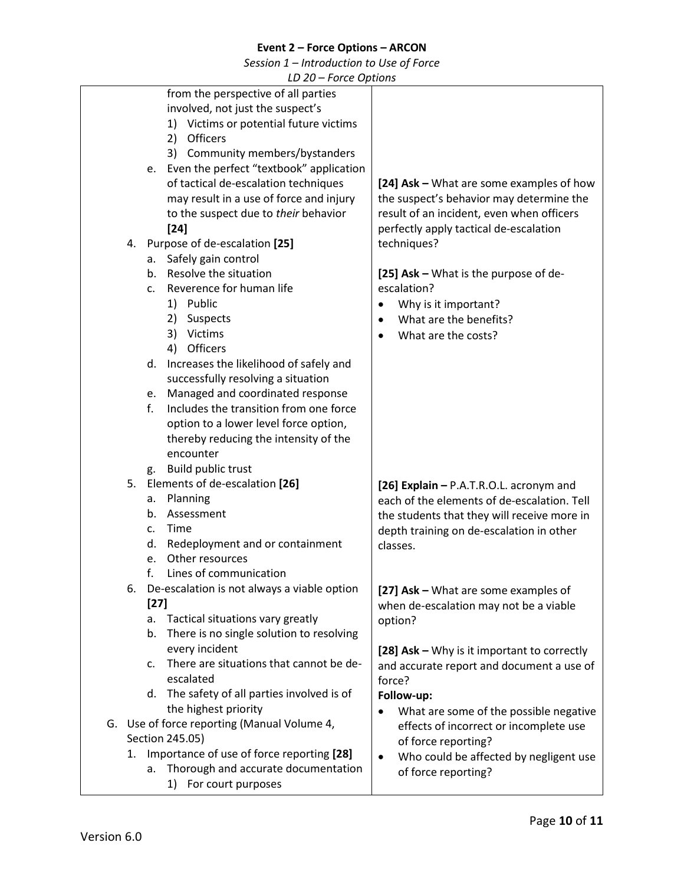| | |
|---|---|
| from the perspective of all parties involved, not just the suspect's<br>1) Victims or potential future victims<br>2) Officers<br>3) Community members/bystanders<br>e. Even the perfect "textbook" application of tactical de-escalation techniques may result in a use of force and injury to the suspect due to *their* behavior **[24]** | **[24] Ask –** What are some examples of how the suspect's behavior may determine the result of an incident, even when officers perfectly apply tactical de-escalation techniques? |
| 4. Purpose of de-escalation **[25]**<br>a. Safely gain control<br>b. Resolve the situation<br>c. Reverence for human life<br>1) Public<br>2) Suspects<br>3) Victims<br>4) Officers<br>d. Increases the likelihood of safely and successfully resolving a situation<br>e. Managed and coordinated response<br>f. Includes the transition from one force option to a lower level force option, thereby reducing the intensity of the encounter<br>g. Build public trust | **[25] Ask –** What is the purpose of de-escalation?<br>• Why is it important?<br>• What are the benefits?<br>• What are the costs? |
| 5. Elements of de-escalation **[26]**<br>a. Planning<br>b. Assessment<br>c. Time<br>d. Redeployment and or containment<br>e. Other resources<br>f. Lines of communication | **[26] Explain –** P.A.T.R.O.L. acronym and each of the elements of de-escalation. Tell the students that they will receive more in depth training on de-escalation in other classes. |
| 6. De-escalation is not always a viable option **[27]**<br>a. Tactical situations vary greatly<br>b. There is no single solution to resolving every incident<br>c. There are situations that cannot be de-escalated<br>d. The safety of all parties involved is of the highest priority | **[27] Ask –** What are some examples of when de-escalation may not be a viable option? |
| G. Use of force reporting (Manual Volume 4, Section 245.05)<br>1. Importance of use of force reporting **[28]**<br>a. Thorough and accurate documentation<br>1) For court purposes | **[28] Ask –** Why is it important to correctly and accurate report and document a use of force?<br>**Follow-up:**<br>• What are some of the possible negative effects of incorrect or incomplete use of force reporting?<br>• Who could be affected by negligent use of force reporting? |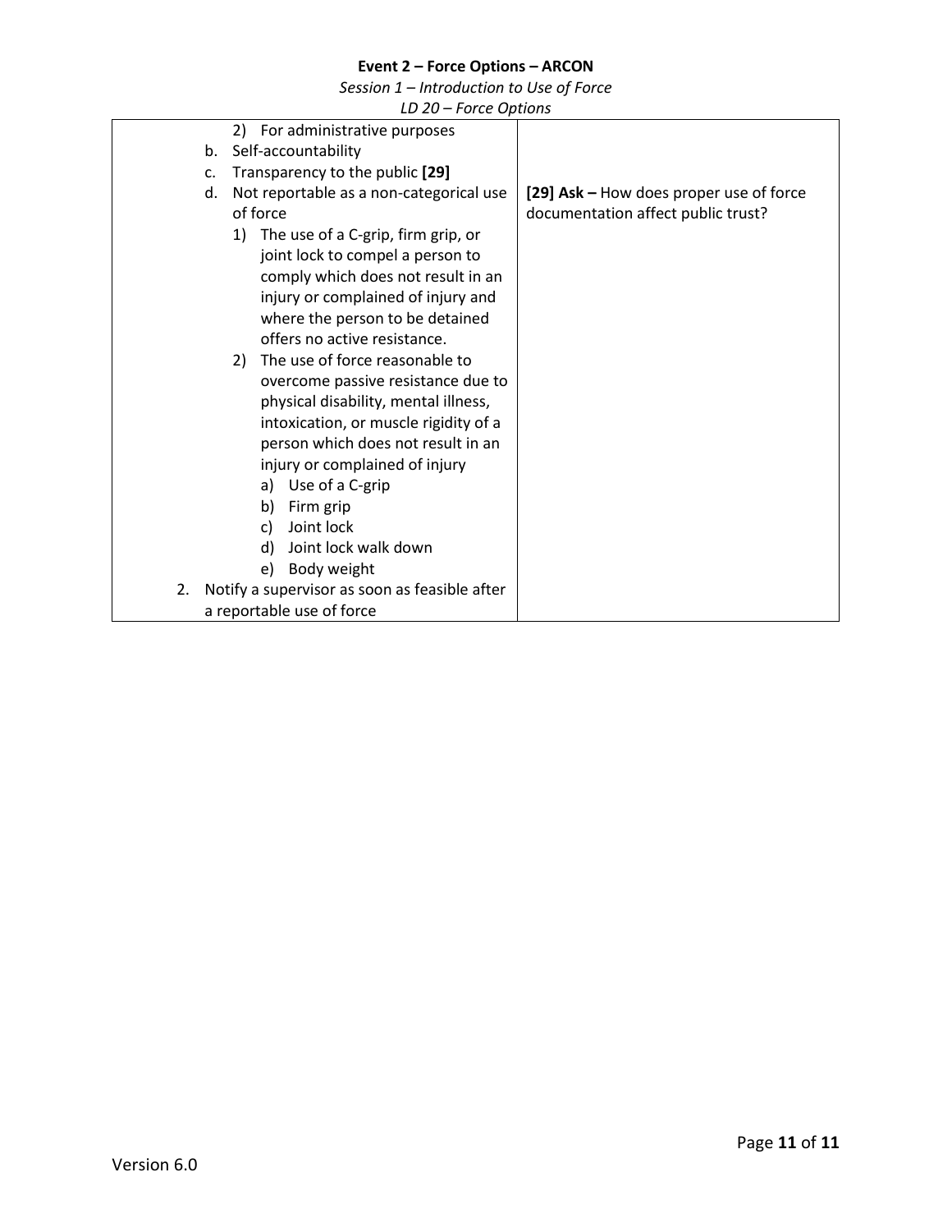| | |
|---|---|
| 2) For administrative purposes<br>b. Self-accountability<br>c. Transparency to the public **[29]**<br>d. Not reportable as a non-categorical use of force<br>1) The use of a C-grip, firm grip, or joint lock to compel a person to comply which does not result in an injury or complained of injury and where the person to be detained offers no active resistance.<br>2) The use of force reasonable to overcome passive resistance due to physical disability, mental illness, intoxication, or muscle rigidity of a person which does not result in an injury or complained of injury<br>a) Use of a C-grip<br>b) Firm grip<br>c) Joint lock<br>d) Joint lock walk down<br>e) Body weight<br>2. Notify a supervisor as soon as feasible after a reportable use of force | **[29] Ask –** How does proper use of force documentation affect public trust? |